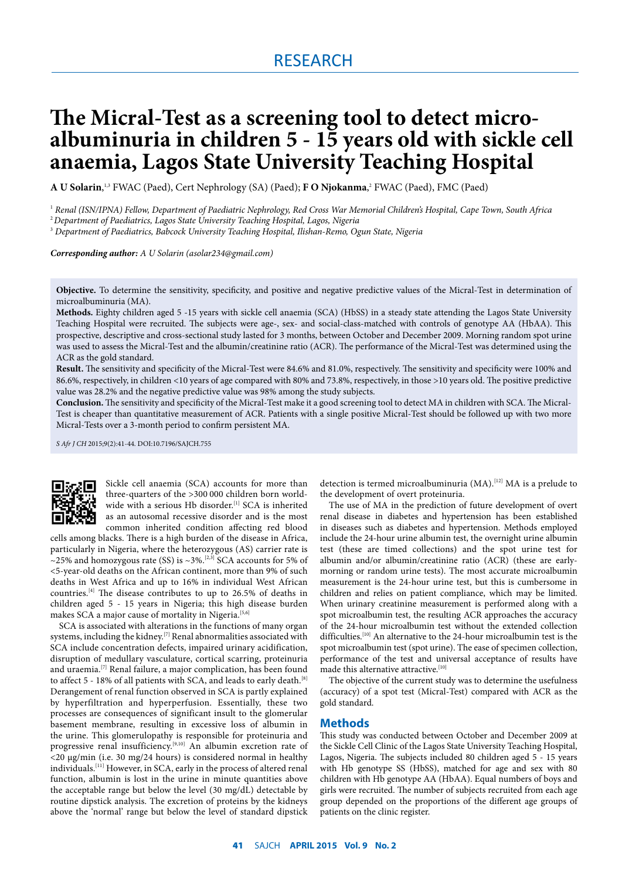RESEARCH

# The Micral-Test as a screening tool to detect microalbuminuria in children 5 - 15 years old with sickle cell anaemia, Lagos State University Teaching Hospital

**A U Solarin**,[1,3] FWAC (Paed), Cert Nephrology (SA) (Paed); **F O Njokanma**,[2] FWAC (Paed), FMC (Paed)

[1] *Renal (ISN/IPNA) Fellow, Department of Paediatric Nephrology, Red Cross War Memorial Children's Hospital, Cape Town, South Africa*
[2] *Department of Paediatrics, Lagos State University Teaching Hospital, Lagos, Nigeria*
[3] *Department of Paediatrics, Babcock University Teaching Hospital, Ilishan-Remo, Ogun State, Nigeria*

***Corresponding author:*** *A U Solarin (asolar234@gmail.com)*

**Objective.** To determine the sensitivity, specificity, and positive and negative predictive values of the Micral-Test in determination of microalbuminuria (MA).

**Methods.** Eighty children aged 5 -15 years with sickle cell anaemia (SCA) (HbSS) in a steady state attending the Lagos State University Teaching Hospital were recruited. The subjects were age-, sex- and social-class-matched with controls of genotype AA (HbAA). This prospective, descriptive and cross-sectional study lasted for 3 months, between October and December 2009. Morning random spot urine was used to assess the Micral-Test and the albumin/creatinine ratio (ACR). The performance of the Micral-Test was determined using the ACR as the gold standard.

**Result.** The sensitivity and specificity of the Micral-Test were 84.6% and 81.0%, respectively. The sensitivity and specificity were 100% and 86.6%, respectively, in children <10 years of age compared with 80% and 73.8%, respectively, in those >10 years old. The positive predictive value was 28.2% and the negative predictive value was 98% among the study subjects.

**Conclusion.** The sensitivity and specificity of the Micral-Test make it a good screening tool to detect MA in children with SCA. The Micral-Test is cheaper than quantitative measurement of ACR. Patients with a single positive Micral-Test should be followed up with two more Micral-Tests over a 3-month period to confirm persistent MA.

*S Afr J CH* 2015;9(2):41-44. DOI:10.7196/SAJCH.755

Sickle cell anaemia (SCA) accounts for more than three-quarters of the >300 000 children born worldwide with a serious Hb disorder.[1] SCA is inherited as an autosomal recessive disorder and is the most common inherited condition affecting red blood cells among blacks. There is a high burden of the disease in Africa, particularly in Nigeria, where the heterozygous (AS) carrier rate is ~25% and homozygous rate (SS) is ~3%.[2,3] SCA accounts for 5% of <5-year-old deaths on the African continent, more than 9% of such deaths in West Africa and up to 16% in individual West African countries.[4] The disease contributes to up to 26.5% of deaths in children aged 5 - 15 years in Nigeria; this high disease burden makes SCA a major cause of mortality in Nigeria.[5,6]

SCA is associated with alterations in the functions of many organ systems, including the kidney.[7] Renal abnormalities associated with SCA include concentration defects, impaired urinary acidification, disruption of medullary vasculature, cortical scarring, proteinuria and uraemia.[7] Renal failure, a major complication, has been found to affect 5 - 18% of all patients with SCA, and leads to early death.[8] Derangement of renal function observed in SCA is partly explained by hyperfiltration and hyperperfusion. Essentially, these two processes are consequences of significant insult to the glomerular basement membrane, resulting in excessive loss of albumin in the urine. This glomerulopathy is responsible for proteinuria and progressive renal insufficiency.[9,10] An albumin excretion rate of <20 µg/min (i.e. 30 mg/24 hours) is considered normal in healthy individuals.[11] However, in SCA, early in the process of altered renal function, albumin is lost in the urine in minute quantities above the acceptable range but below the level (30 mg/dL) detectable by routine dipstick analysis. The excretion of proteins by the kidneys above the 'normal' range but below the level of standard dipstick detection is termed microalbuminuria (MA).[12] MA is a prelude to the development of overt proteinuria.

The use of MA in the prediction of future development of overt renal disease in diabetes and hypertension has been established in diseases such as diabetes and hypertension. Methods employed include the 24-hour urine albumin test, the overnight urine albumin test (these are timed collections) and the spot urine test for albumin and/or albumin/creatinine ratio (ACR) (these are early-morning or random urine tests). The most accurate microalbumin measurement is the 24-hour urine test, but this is cumbersome in children and relies on patient compliance, which may be limited. When urinary creatinine measurement is performed along with a spot microalbumin test, the resulting ACR approaches the accuracy of the 24-hour microalbumin test without the extended collection difficulties.[10] An alternative to the 24-hour microalbumin test is the spot microalbumin test (spot urine). The ease of specimen collection, performance of the test and universal acceptance of results have made this alternative attractive.[10]

The objective of the current study was to determine the usefulness (accuracy) of a spot test (Micral-Test) compared with ACR as the gold standard.

## Methods

This study was conducted between October and December 2009 at the Sickle Cell Clinic of the Lagos State University Teaching Hospital, Lagos, Nigeria. The subjects included 80 children aged 5 - 15 years with Hb genotype SS (HbSS), matched for age and sex with 80 children with Hb genotype AA (HbAA). Equal numbers of boys and girls were recruited. The number of subjects recruited from each age group depended on the proportions of the different age groups of patients on the clinic register.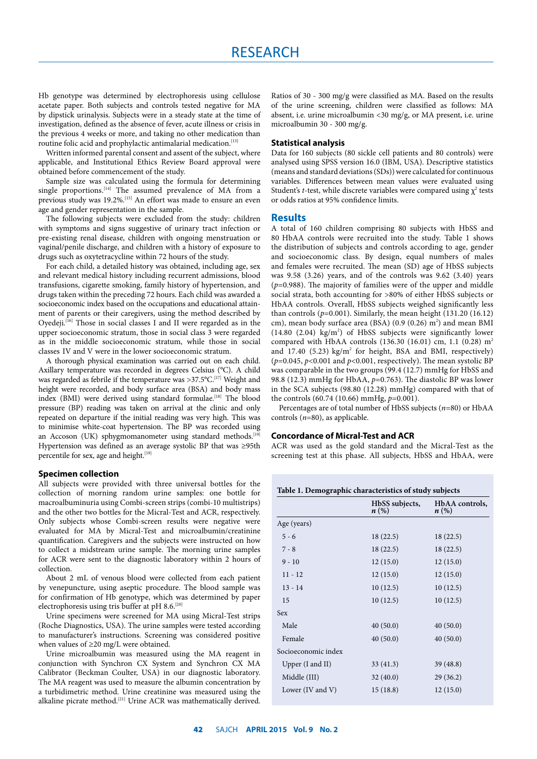Hb genotype was determined by electrophoresis using cellulose acetate paper. Both subjects and controls tested negative for MA by dipstick urinalysis. Subjects were in a steady state at the time of investigation, defined as the absence of fever, acute illness or crisis in the previous 4 weeks or more, and taking no other medication than routine folic acid and prophylactic antimalarial medication.[13]

Written informed parental consent and assent of the subject, where applicable, and Institutional Ethics Review Board approval were obtained before commencement of the study.

Sample size was calculated using the formula for determining single proportions.[14] The assumed prevalence of MA from a previous study was 19.2%.[15] An effort was made to ensure an even age and gender representation in the sample.

The following subjects were excluded from the study: children with symptoms and signs suggestive of urinary tract infection or pre-existing renal disease, children with ongoing menstruation or vaginal/penile discharge, and children with a history of exposure to drugs such as oxytetracycline within 72 hours of the study.

For each child, a detailed history was obtained, including age, sex and relevant medical history including recurrent admissions, blood transfusions, cigarette smoking, family history of hypertension, and drugs taken within the preceding 72 hours. Each child was awarded a socioeconomic index based on the occupations and educational attainment of parents or their caregivers, using the method described by Oyedeji.[16] Those in social classes I and II were regarded as in the upper socioeconomic stratum, those in social class 3 were regarded as in the middle socioeconomic stratum, while those in social classes IV and V were in the lower socioeconomic stratum.

A thorough physical examination was carried out on each child. Axillary temperature was recorded in degrees Celsius (°C). A child was regarded as febrile if the temperature was >37.5°C.[17] Weight and height were recorded, and body surface area (BSA) and body mass index (BMI) were derived using standard formulae.[18] The blood pressure (BP) reading was taken on arrival at the clinic and only repeated on departure if the initial reading was very high. This was to minimise white-coat hypertension. The BP was recorded using an Accoson (UK) sphygmomanometer using standard methods.[19] Hypertension was defined as an average systolic BP that was ≥95th percentile for sex, age and height.[19]

### Specimen collection

All subjects were provided with three universal bottles for the collection of morning random urine samples: one bottle for macroalbuminuria using Combi-screen strips (combi-10 multistrips) and the other two bottles for the Micral-Test and ACR, respectively. Only subjects whose Combi-screen results were negative were evaluated for MA by Micral-Test and microalbumin/creatinine quantification. Caregivers and the subjects were instructed on how to collect a midstream urine sample. The morning urine samples for ACR were sent to the diagnostic laboratory within 2 hours of collection.

About 2 mL of venous blood were collected from each patient by venepuncture, using aseptic procedure. The blood sample was for confirmation of Hb genotype, which was determined by paper electrophoresis using tris buffer at pH 8.6.[20]

Urine specimens were screened for MA using Micral-Test strips (Roche Diagnostics, USA). The urine samples were tested according to manufacturer's instructions. Screening was considered positive when values of ≥20 mg/L were obtained.

Urine microalbumin was measured using the MA reagent in conjunction with Synchron CX System and Synchron CX MA Calibrator (Beckman Coulter, USA) in our diagnostic laboratory. The MA reagent was used to measure the albumin concentration by a turbidimetric method. Urine creatinine was measured using the alkaline picrate method.[21] Urine ACR was mathematically derived. Ratios of 30 - 300 mg/g were classified as MA. Based on the results of the urine screening, children were classified as follows: MA absent, i.e. urine microalbumin <30 mg/g, or MA present, i.e. urine microalbumin 30 - 300 mg/g.

### Statistical analysis

Data for 160 subjects (80 sickle cell patients and 80 controls) were analysed using SPSS version 16.0 (IBM, USA). Descriptive statistics (means and standard deviations (SDs)) were calculated for continuous variables. Differences between mean values were evaluated using Student's *t*-test, while discrete variables were compared using $\chi^2$ tests or odds ratios at 95% confidence limits.

## Results

A total of 160 children comprising 80 subjects with HbSS and 80 HbAA controls were recruited into the study. Table 1 shows the distribution of subjects and controls according to age, gender and socioeconomic class. By design, equal numbers of males and females were recruited. The mean (SD) age of HbSS subjects was 9.58 (3.26) years, and of the controls was 9.62 (3.40) years ($p$=0.988). The majority of families were of the upper and middle social strata, both accounting for >80% of either HbSS subjects or HbAA controls. Overall, HbSS subjects weighed significantly less than controls ($p$=0.001). Similarly, the mean height (131.20 (16.12) cm), mean body surface area (BSA) (0.9 (0.26) m$^2$) and mean BMI (14.80 (2.04) kg/m$^2$) of HbSS subjects were significantly lower compared with HbAA controls (136.30 (16.01) cm, 1.1 (0.28) m$^2$ and 17.40 (5.23) kg/m$^2$ for height, BSA and BMI, respectively) ($p$=0.045, $p$<0.001 and $p$<0.001, respectively). The mean systolic BP was comparable in the two groups (99.4 (12.7) mmHg for HbSS and 98.8 (12.3) mmHg for HbAA, $p$=0.763). The diastolic BP was lower in the SCA subjects (98.80 (12.28) mmHg) compared with that of the controls (60.74 (10.66) mmHg, $p$=0.001).

Percentages are of total number of HbSS subjects ($n$=80) or HbAA controls ($n$=80), as applicable.

### Concordance of Micral-Test and ACR

ACR was used as the gold standard and the Micral-Test as the screening test at this phase. All subjects, HbSS and HbAA, were

**Table 1. Demographic characteristics of study subjects**

| | HbSS subjects, *n* (%) | HbAA controls, *n* (%) |
|---|---|---|
| Age (years) | | |
| 5 - 6 | 18 (22.5) | 18 (22.5) |
| 7 - 8 | 18 (22.5) | 18 (22.5) |
| 9 - 10 | 12 (15.0) | 12 (15.0) |
| 11 - 12 | 12 (15.0) | 12 (15.0) |
| 13 - 14 | 10 (12.5) | 10 (12.5) |
| 15 | 10 (12.5) | 10 (12.5) |
| Sex | | |
| Male | 40 (50.0) | 40 (50.0) |
| Female | 40 (50.0) | 40 (50.0) |
| Socioeconomic index | | |
| Upper (I and II) | 33 (41.3) | 39 (48.8) |
| Middle (III) | 32 (40.0) | 29 (36.2) |
| Lower (IV and V) | 15 (18.8) | 12 (15.0) |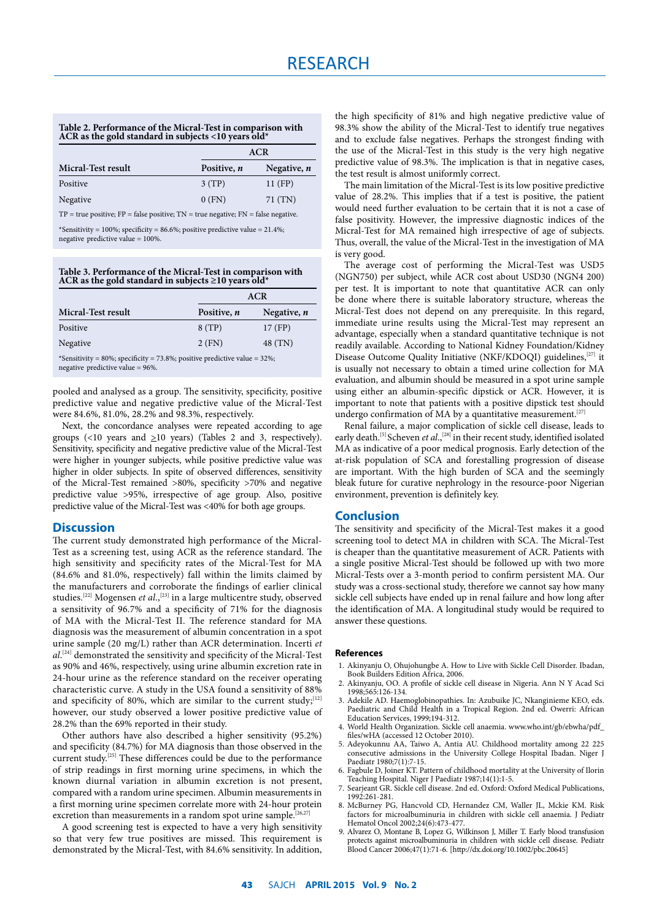**Table 2. Performance of the Micral-Test in comparison with ACR as the gold standard in subjects <10 years old***

| | ACR | |
|---|---|---|
| **Micral-Test result** | **Positive, *n*** | **Negative, *n*** |
| Positive | 3 (TP) | 11 (FP) |
| Negative | 0 (FN) | 71 (TN) |

TP = true positive; FP = false positive; TN = true negative; FN = false negative.

*Sensitivity = 100%; specificity = 86.6%; positive predictive value = 21.4%; negative predictive value = 100%.

**Table 3. Performance of the Micral-Test in comparison with ACR as the gold standard in subjects ≥10 years old***

| | ACR | |
|---|---|---|
| **Micral-Test result** | **Positive, *n*** | **Negative, *n*** |
| Positive | 8 (TP) | 17 (FP) |
| Negative | 2 (FN) | 48 (TN) |

*Sensitivity = 80%; specificity = 73.8%; positive predictive value = 32%; negative predictive value = 96%.

pooled and analysed as a group. The sensitivity, specificity, positive predictive value and negative predictive value of the Micral-Test were 84.6%, 81.0%, 28.2% and 98.3%, respectively.

Next, the concordance analyses were repeated according to age groups (<10 years and ≥10 years) (Tables 2 and 3, respectively). Sensitivity, specificity and negative predictive value of the Micral-Test were higher in younger subjects, while positive predictive value was higher in older subjects. In spite of observed differences, sensitivity of the Micral-Test remained >80%, specificity >70% and negative predictive value >95%, irrespective of age group. Also, positive predictive value of the Micral-Test was <40% for both age groups.

## Discussion

The current study demonstrated high performance of the Micral-Test as a screening test, using ACR as the reference standard. The high sensitivity and specificity rates of the Micral-Test for MA (84.6% and 81.0%, respectively) fall within the limits claimed by the manufacturers and corroborate the findings of earlier clinical studies.[22] Mogensen *et al*.,[23] in a large multicentre study, observed a sensitivity of 96.7% and a specificity of 71% for the diagnosis of MA with the Micral-Test II. The reference standard for MA diagnosis was the measurement of albumin concentration in a spot urine sample (20 mg/L) rather than ACR determination. Incerti *et al*.[24] demonstrated the sensitivity and specificity of the Micral-Test as 90% and 46%, respectively, using urine albumin excretion rate in 24-hour urine as the reference standard on the receiver operating characteristic curve. A study in the USA found a sensitivity of 88% and specificity of 80%, which are similar to the current study;[12] however, our study observed a lower positive predictive value of 28.2% than the 69% reported in their study.

Other authors have also described a higher sensitivity (95.2%) and specificity (84.7%) for MA diagnosis than those observed in the current study.[25] These differences could be due to the performance of strip readings in first morning urine specimens, in which the known diurnal variation in albumin excretion is not present, compared with a random urine specimen. Albumin measurements in a first morning urine specimen correlate more with 24-hour protein excretion than measurements in a random spot urine sample.[26,27]

A good screening test is expected to have a very high sensitivity so that very few true positives are missed. This requirement is demonstrated by the Micral-Test, with 84.6% sensitivity. In addition, the high specificity of 81% and high negative predictive value of 98.3% show the ability of the Micral-Test to identify true negatives and to exclude false negatives. Perhaps the strongest finding with the use of the Micral-Test in this study is the very high negative predictive value of 98.3%. The implication is that in negative cases, the test result is almost uniformly correct.

The main limitation of the Micral-Test is its low positive predictive value of 28.2%. This implies that if a test is positive, the patient would need further evaluation to be certain that it is not a case of false positivity. However, the impressive diagnostic indices of the Micral-Test for MA remained high irrespective of age of subjects. Thus, overall, the value of the Micral-Test in the investigation of MA is very good.

The average cost of performing the Micral-Test was USD5 (NGN750) per subject, while ACR cost about USD30 (NGN4 200) per test. It is important to note that quantitative ACR can only be done where there is suitable laboratory structure, whereas the Micral-Test does not depend on any prerequisite. In this regard, immediate urine results using the Micral-Test may represent an advantage, especially when a standard quantitative technique is not readily available. According to National Kidney Foundation/Kidney Disease Outcome Quality Initiative (NKF/KDOQI) guidelines,[27] it is usually not necessary to obtain a timed urine collection for MA evaluation, and albumin should be measured in a spot urine sample using either an albumin-specific dipstick or ACR. However, it is important to note that patients with a positive dipstick test should undergo confirmation of MA by a quantitative measurement.[27]

Renal failure, a major complication of sickle cell disease, leads to early death.[5] Scheven *et al*.,[28] in their recent study, identified isolated MA as indicative of a poor medical prognosis. Early detection of the at-risk population of SCA and forestalling progression of disease are important. With the high burden of SCA and the seemingly bleak future for curative nephrology in the resource-poor Nigerian environment, prevention is definitely key.

## Conclusion

The sensitivity and specificity of the Micral-Test makes it a good screening tool to detect MA in children with SCA. The Micral-Test is cheaper than the quantitative measurement of ACR. Patients with a single positive Micral-Test should be followed up with two more Micral-Tests over a 3-month period to confirm persistent MA. Our study was a cross-sectional study, therefore we cannot say how many sickle cell subjects have ended up in renal failure and how long after the identification of MA. A longitudinal study would be required to answer these questions.

### References

1. Akinyanju O, Ohujohungbe A. How to Live with Sickle Cell Disorder. Ibadan, Book Builders Edition Africa, 2006.
2. Akinyanju, OO. A profile of sickle cell disease in Nigeria. Ann N Y Acad Sci 1998;565:126-134.
3. Adekile AD. Haemoglobinopathies. In: Azubuike JC, Nkanginieme KEO, eds. Paediatric and Child Health in a Tropical Region. 2nd ed. Owerri: African Education Services, 1999;194-312.
4. World Health Organization. Sickle cell anaemia. www.who.int/gb/ebwha/pdf_files/wHA (accessed 12 October 2010).
5. Adeyokunnu AA, Taiwo A, Antia AU. Childhood mortality among 22 225 consecutive admissions in the University College Hospital Ibadan. Niger J Paediatr 1980;7(1):7-15.
6. Fagbule D, Joiner KT. Pattern of childhood mortality at the University of Ilorin Teaching Hospital. Niger J Paediatr 1987;14(1):1-5.
7. Searjeant GR. Sickle cell disease. 2nd ed. Oxford: Oxford Medical Publications, 1992:261-281.
8. McBurney PG, Hancvold CD, Hernandez CM, Waller JL, Mckie KM. Risk factors for microalbuminuria in children with sickle cell anaemia. J Pediatr Hematol Oncol 2002;24(6):473-477.
9. Alvarez O, Montane B, Lopez G, Wilkinson J, Miller T. Early blood transfusion protects against microalbuminuria in children with sickle cell disease. Pediatr Blood Cancer 2006;47(1):71-6. [http://dx.doi.org/10.1002/pbc.20645]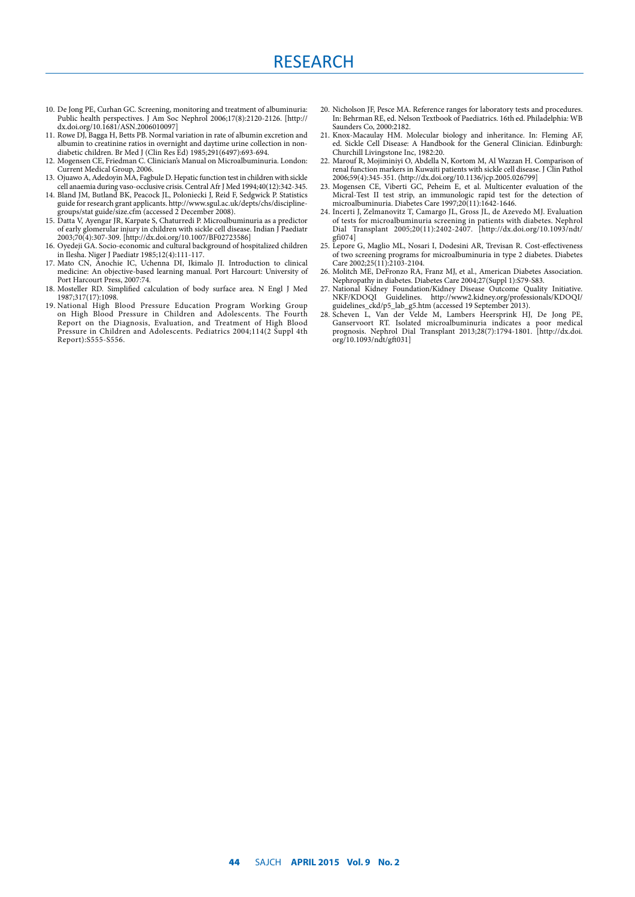10. De Jong PE, Curhan GC. Screening, monitoring and treatment of albuminuria: Public health perspectives. J Am Soc Nephrol 2006;17(8):2120-2126. [http://dx.doi.org/10.1681/ASN.2006010097]
11. Rowe DJ, Bagga H, Betts PB. Normal variation in rate of albumin excretion and albumin to creatinine ratios in overnight and daytime urine collection in non-diabetic children. Br Med J (Clin Res Ed) 1985;291(6497):693-694.
12. Mogensen CE, Friedman C. Clinician's Manual on Microalbuminuria. London: Current Medical Group, 2006.
13. Ojuawo A, Adedoyin MA, Fagbule D. Hepatic function test in children with sickle cell anaemia during vaso-occlusive crisis. Central Afr J Med 1994;40(12):342-345.
14. Bland JM, Butland BK, Peacock JL, Poloniecki J, Reid F, Sedgwick P. Statistics guide for research grant applicants. http://www.sgul.ac.uk/depts/chs/discipline-groups/stat guide/size.cfm (accessed 2 December 2008).
15. Datta V, Ayengar JR, Karpate S, Chaturredi P. Microalbuminuria as a predictor of early glomerular injury in children with sickle cell disease. Indian J Paediatr 2003;70(4):307-309. [http://dx.doi.org/10.1007/BF02723586]
16. Oyedeji GA. Socio-economic and cultural background of hospitalized children in Ilesha. Niger J Paediatr 1985;12(4):111-117.
17. Mato CN, Anochie IC, Uchenna DI, Ikimalo JI. Introduction to clinical medicine: An objective-based learning manual. Port Harcourt: University of Port Harcourt Press, 2007:74.
18. Mosteller RD. Simplified calculation of body surface area. N Engl J Med 1987;317(17):1098.
19. National High Blood Pressure Education Program Working Group on High Blood Pressure in Children and Adolescents. The Fourth Report on the Diagnosis, Evaluation, and Treatment of High Blood Pressure in Children and Adolescents. Pediatrics 2004;114(2 Suppl 4th Report):S555-S556.
20. Nicholson JF, Pesce MA. Reference ranges for laboratory tests and procedures. In: Behrman RE, ed. Nelson Textbook of Paediatrics. 16th ed. Philadelphia: WB Saunders Co, 2000:2182.
21. Knox-Macaulay HM. Molecular biology and inheritance. In: Fleming AF, ed. Sickle Cell Disease: A Handbook for the General Clinician. Edinburgh: Churchill Livingstone Inc, 1982:20.
22. Marouf R, Mojiminiyi O, Abdella N, Kortom M, Al Wazzan H. Comparison of renal function markers in Kuwaiti patients with sickle cell disease. J Clin Pathol 2006;59(4):345-351. (http://dx.doi.org/10.1136/jcp.2005.026799]
23. Mogensen CE, Viberti GC, Peheim E, et al. Multicenter evaluation of the Micral-Test II test strip, an immunologic rapid test for the detection of microalbuminuria. Diabetes Care 1997;20(11):1642-1646.
24. Incerti J, Zelmanovitz T, Camargo JL, Gross JL, de Azevedo MJ. Evaluation of tests for microalbuminuria screening in patients with diabetes. Nephrol Dial Transplant 2005;20(11):2402-2407. [http://dx.doi.org/10.1093/ndt/gfi074]
25. Lepore G, Maglio ML, Nosari I, Dodesini AR, Trevisan R. Cost-effectiveness of two screening programs for microalbuminuria in type 2 diabetes. Diabetes Care 2002;25(11):2103-2104.
26. Molitch ME, DeFronzo RA, Franz MJ, et al., American Diabetes Association. Nephropathy in diabetes. Diabetes Care 2004;27(Suppl 1):S79-S83.
27. National Kidney Foundation/Kidney Disease Outcome Quality Initiative. NKF/KDOQI Guidelines. http://www2.kidney.org/professionals/KDOQI/guidelines_ckd/p5_lab_g5.htm (accessed 19 September 2013).
28. Scheven L, Van der Velde M, Lambers Heersprink HJ, De Jong PE, Gansevoort RT. Isolated microalbuminuria indicates a poor medical prognosis. Nephrol Dial Transplant 2013;28(7):1794-1801. [http://dx.doi.org/10.1093/ndt/gft031]